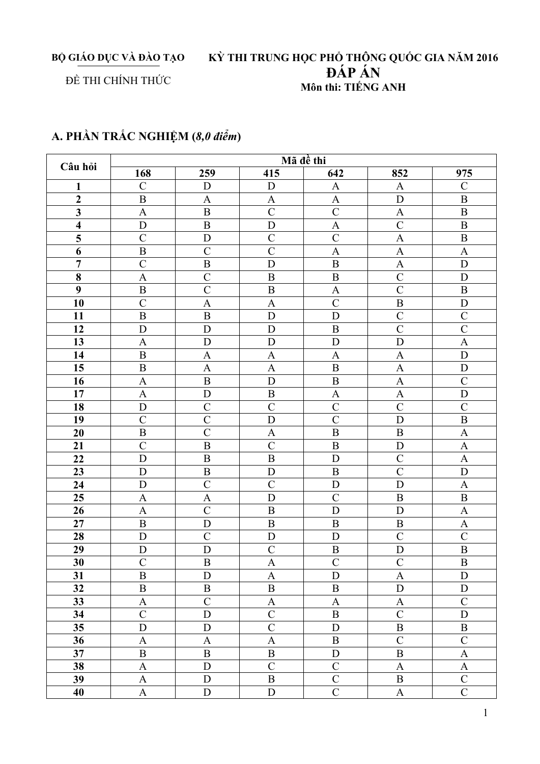**BỘ GIÁO DỤC VÀ ĐÀO TẠO**

ĐỀ THI CHÍNH THỨC

**KỲ THI TRUNG HỌC PHỔ THÔNG QUỐC GIA NĂM 2016**

# ĐÁP ÁN

**Môn thi: TIẾNG ANH**

## A. PHẦN TRẮC NGHIỆM (*8,0 điểm*)

| Câu hỏi | Mã đề thi | | | | | |
|---|---|---|---|---|---|---|
| | 168 | 259 | 415 | 642 | 852 | 975 |
| 1 | C | D | D | A | A | C |
| 2 | B | A | A | A | D | B |
| 3 | A | B | C | C | A | B |
| 4 | D | B | D | A | C | B |
| 5 | C | D | C | C | A | B |
| 6 | B | C | C | A | A | A |
| 7 | C | B | D | B | A | D |
| 8 | A | C | B | B | C | D |
| 9 | B | C | B | A | C | B |
| 10 | C | A | A | C | B | D |
| 11 | B | B | D | D | C | C |
| 12 | D | D | D | B | C | C |
| 13 | A | D | D | D | D | A |
| 14 | B | A | A | A | A | D |
| 15 | B | A | A | B | A | D |
| 16 | A | B | D | B | A | C |
| 17 | A | D | B | A | A | D |
| 18 | D | C | C | C | C | C |
| 19 | C | C | D | C | D | B |
| 20 | B | C | A | B | B | A |
| 21 | C | B | C | B | D | A |
| 22 | D | B | B | D | C | A |
| 23 | D | B | D | B | C | D |
| 24 | D | C | C | D | D | A |
| 25 | A | A | D | C | B | B |
| 26 | A | C | B | D | D | A |
| 27 | B | D | B | B | B | A |
| 28 | D | C | D | D | C | C |
| 29 | D | D | C | B | D | B |
| 30 | C | B | A | C | C | B |
| 31 | B | D | A | D | A | D |
| 32 | B | B | B | B | D | D |
| 33 | A | C | A | A | A | C |
| 34 | C | D | C | B | C | D |
| 35 | D | D | C | D | B | B |
| 36 | A | A | A | B | C | C |
| 37 | B | B | B | D | B | A |
| 38 | A | D | C | C | A | A |
| 39 | A | D | B | C | B | C |
| 40 | A | D | D | C | A | C |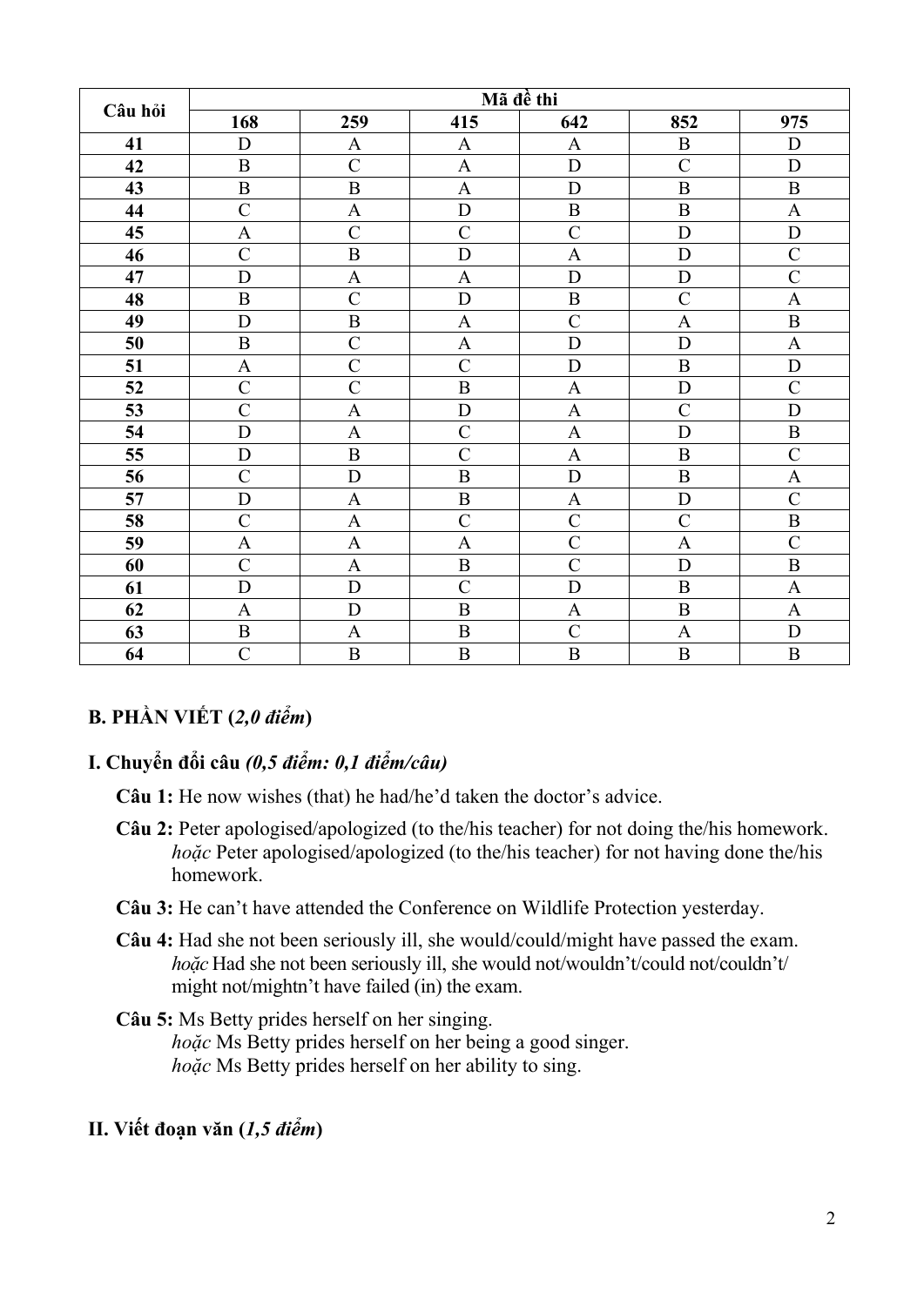| Câu hỏi | Mã đề thi | | | | | |
|---|---|---|---|---|---|---|
| | 168 | 259 | 415 | 642 | 852 | 975 |
| 41 | D | A | A | A | B | D |
| 42 | B | C | A | D | C | D |
| 43 | B | B | A | D | B | B |
| 44 | C | A | D | B | B | A |
| 45 | A | C | C | C | D | D |
| 46 | C | B | D | A | D | C |
| 47 | D | A | A | D | D | C |
| 48 | B | C | D | B | C | A |
| 49 | D | B | A | C | A | B |
| 50 | B | C | A | D | D | A |
| 51 | A | C | C | D | B | D |
| 52 | C | C | B | A | D | C |
| 53 | C | A | D | A | C | D |
| 54 | D | A | C | A | D | B |
| 55 | D | B | C | A | B | C |
| 56 | C | D | B | D | B | A |
| 57 | D | A | B | A | D | C |
| 58 | C | A | C | C | C | B |
| 59 | A | A | A | C | A | C |
| 60 | C | A | B | C | D | B |
| 61 | D | D | C | D | B | A |
| 62 | A | D | B | A | B | A |
| 63 | B | A | B | C | A | D |
| 64 | C | B | B | B | B | B |

## B. PHẦN VIẾT (*2,0 điểm*)

### I. Chuyển đổi câu *(0,5 điểm: 0,1 điểm/câu)*

**Câu 1:** He now wishes (that) he had/he'd taken the doctor's advice.

**Câu 2:** Peter apologised/apologized (to the/his teacher) for not doing the/his homework.
*hoặc* Peter apologised/apologized (to the/his teacher) for not having done the/his homework.

**Câu 3:** He can't have attended the Conference on Wildlife Protection yesterday.

**Câu 4:** Had she not been seriously ill, she would/could/might have passed the exam.
*hoặc* Had she not been seriously ill, she would not/wouldn't/could not/couldn't/might not/mightn't have failed (in) the exam.

**Câu 5:** Ms Betty prides herself on her singing.
*hoặc* Ms Betty prides herself on her being a good singer.
*hoặc* Ms Betty prides herself on her ability to sing.

### II. Viết đoạn văn (*1,5 điểm*)